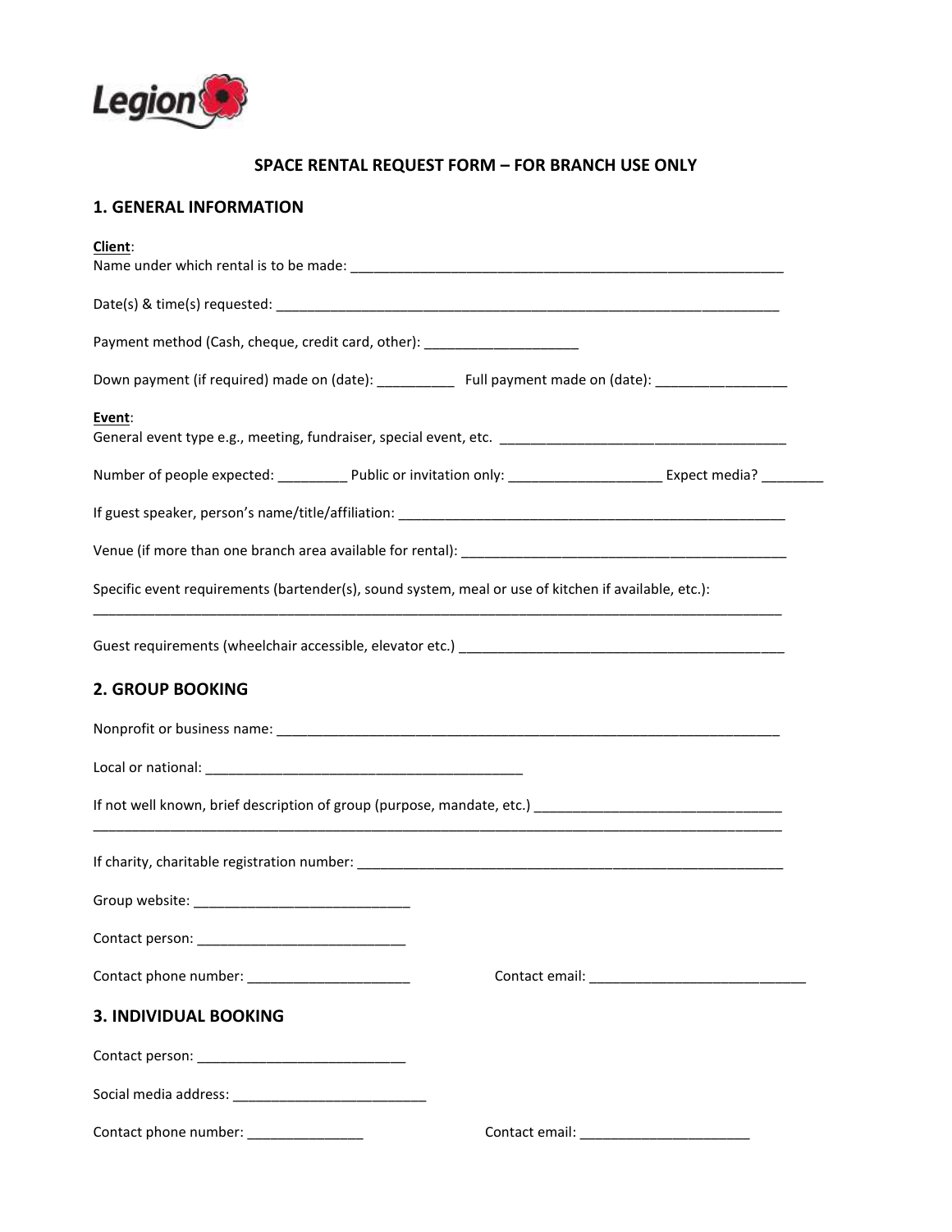Legion

## SPACE RENTAL REQUEST FORM – FOR BRANCH USE ONLY

## 1. GENERAL INFORMATION

**Client**:

Name under which rental is to be made: ___________________________________________________________

Date(s) & time(s) requested: ______________________________________________________________________

Payment method (Cash, cheque, credit card, other): ____________________

Down payment (if required) made on (date): __________ Full payment made on (date): _________________

**Event**:

General event type e.g., meeting, fundraiser, special event, etc. ______________________________________

Number of people expected: _________ Public or invitation only: ____________________ Expect media? ________

If guest speaker, person's name/title/affiliation: _____________________________________________________

Venue (if more than one branch area available for rental): ____________________________________________

Specific event requirements (bartender(s), sound system, meal or use of kitchen if available, etc.):
_____________________________________________________________________________________________

Guest requirements (wheelchair accessible, elevator etc.) _____________________________________________

## 2. GROUP BOOKING

Nonprofit or business name: ______________________________________________________________________

Local or national: ___________________________________________

If not well known, brief description of group (purpose, mandate, etc.) __________________________________
_____________________________________________________________________________________________

If charity, charitable registration number: __________________________________________________________

Group website: ____________________________

Contact person: ___________________________

Contact phone number: _____________________ Contact email: ____________________________

## 3. INDIVIDUAL BOOKING

Contact person: ___________________________

Social media address: _________________________

Contact phone number: _______________ Contact email: ______________________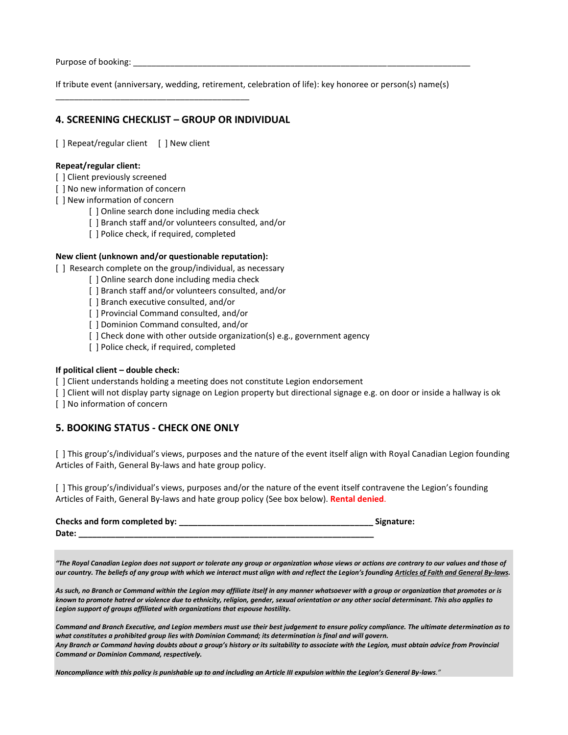Purpose of booking: ___________________________________________________________________________

If tribute event (anniversary, wedding, retirement, celebration of life): key honoree or person(s) name(s) ___________________________________________

## 4. SCREENING CHECKLIST – GROUP OR INDIVIDUAL

[ ] Repeat/regular client    [ ] New client

**Repeat/regular client:**

[ ] Client previously screened
[ ] No new information of concern
[ ] New information of concern
- [ ] Online search done including media check
- [ ] Branch staff and/or volunteers consulted, and/or
- [ ] Police check, if required, completed

**New client (unknown and/or questionable reputation):**

[ ] Research complete on the group/individual, as necessary
- [ ] Online search done including media check
- [ ] Branch staff and/or volunteers consulted, and/or
- [ ] Branch executive consulted, and/or
- [ ] Provincial Command consulted, and/or
- [ ] Dominion Command consulted, and/or
- [ ] Check done with other outside organization(s) e.g., government agency
- [ ] Police check, if required, completed

**If political client – double check:**

[ ] Client understands holding a meeting does not constitute Legion endorsement
[ ] Client will not display party signage on Legion property but directional signage e.g. on door or inside a hallway is ok
[ ] No information of concern

## 5. BOOKING STATUS - CHECK ONE ONLY

[ ] This group's/individual's views, purposes and the nature of the event itself align with Royal Canadian Legion founding Articles of Faith, General By-laws and hate group policy.

[ ] This group's/individual's views, purposes and/or the nature of the event itself contravene the Legion's founding Articles of Faith, General By-laws and hate group policy (See box below). **Rental denied**.

**Checks and form completed by: __________________________________________ Signature:**
**Date: _________________________________________________________________**

***"The Royal Canadian Legion does not support or tolerate any group or organization whose views or actions are contrary to our values and those of our country. The beliefs of any group with which we interact must align with and reflect the Legion's founding Articles of Faith and General By-laws.***

***As such, no Branch or Command within the Legion may affiliate itself in any manner whatsoever with a group or organization that promotes or is known to promote hatred or violence due to ethnicity, religion, gender, sexual orientation or any other social determinant. This also applies to Legion support of groups affiliated with organizations that espouse hostility.***

***Command and Branch Executive, and Legion members must use their best judgement to ensure policy compliance. The ultimate determination as to what constitutes a prohibited group lies with Dominion Command; its determination is final and will govern.***
***Any Branch or Command having doubts about a group's history or its suitability to associate with the Legion, must obtain advice from Provincial Command or Dominion Command, respectively.***

***Noncompliance with this policy is punishable up to and including an Article III expulsion within the Legion's General By-laws."***